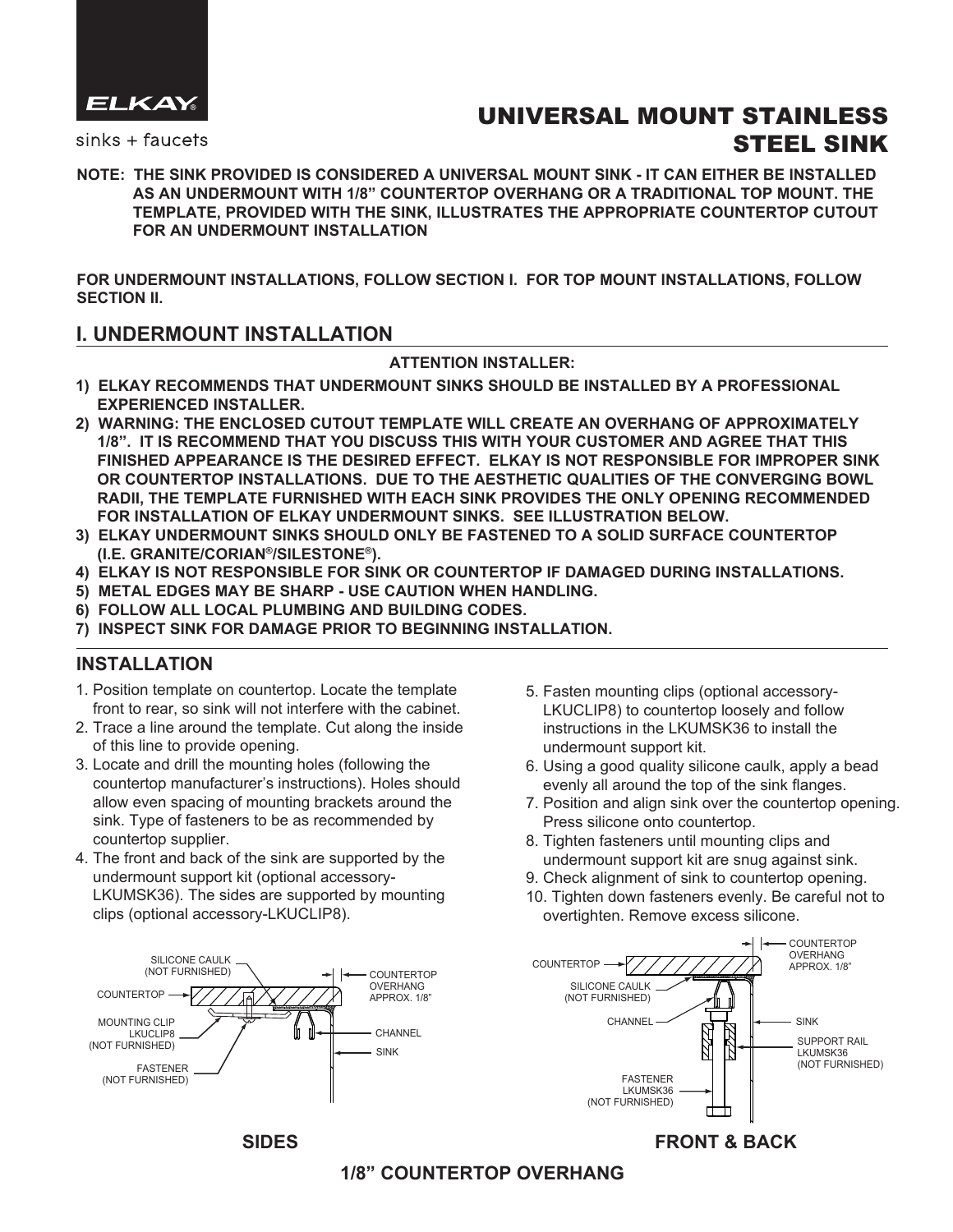ELKAY®

sinks + faucets

# UNIVERSAL MOUNT STAINLESS STEEL SINK

**NOTE: THE SINK PROVIDED IS CONSIDERED A UNIVERSAL MOUNT SINK - IT CAN EITHER BE INSTALLED AS AN UNDERMOUNT WITH 1/8" COUNTERTOP OVERHANG OR A TRADITIONAL TOP MOUNT. THE TEMPLATE, PROVIDED WITH THE SINK, ILLUSTRATES THE APPROPRIATE COUNTERTOP CUTOUT FOR AN UNDERMOUNT INSTALLATION**

**FOR UNDERMOUNT INSTALLATIONS, FOLLOW SECTION I. FOR TOP MOUNT INSTALLATIONS, FOLLOW SECTION II.**

## I. UNDERMOUNT INSTALLATION

**ATTENTION INSTALLER:**

1) **ELKAY RECOMMENDS THAT UNDERMOUNT SINKS SHOULD BE INSTALLED BY A PROFESSIONAL EXPERIENCED INSTALLER.**
2) **WARNING: THE ENCLOSED CUTOUT TEMPLATE WILL CREATE AN OVERHANG OF APPROXIMATELY 1/8". IT IS RECOMMEND THAT YOU DISCUSS THIS WITH YOUR CUSTOMER AND AGREE THAT THIS FINISHED APPEARANCE IS THE DESIRED EFFECT. ELKAY IS NOT RESPONSIBLE FOR IMPROPER SINK OR COUNTERTOP INSTALLATIONS. DUE TO THE AESTHETIC QUALITIES OF THE CONVERGING BOWL RADII, THE TEMPLATE FURNISHED WITH EACH SINK PROVIDES THE ONLY OPENING RECOMMENDED FOR INSTALLATION OF ELKAY UNDERMOUNT SINKS. SEE ILLUSTRATION BELOW.**
3) **ELKAY UNDERMOUNT SINKS SHOULD ONLY BE FASTENED TO A SOLID SURFACE COUNTERTOP (I.E. GRANITE/CORIAN®/SILESTONE®).**
4) **ELKAY IS NOT RESPONSIBLE FOR SINK OR COUNTERTOP IF DAMAGED DURING INSTALLATIONS.**
5) **METAL EDGES MAY BE SHARP - USE CAUTION WHEN HANDLING.**
6) **FOLLOW ALL LOCAL PLUMBING AND BUILDING CODES.**
7) **INSPECT SINK FOR DAMAGE PRIOR TO BEGINNING INSTALLATION.**

## INSTALLATION

1. Position template on countertop. Locate the template front to rear, so sink will not interfere with the cabinet.
2. Trace a line around the template. Cut along the inside of this line to provide opening.
3. Locate and drill the mounting holes (following the countertop manufacturer's instructions). Holes should allow even spacing of mounting brackets around the sink. Type of fasteners to be as recommended by countertop supplier.
4. The front and back of the sink are supported by the undermount support kit (optional accessory-LKUMSK36). The sides are supported by mounting clips (optional accessory-LKUCLIP8).
5. Fasten mounting clips (optional accessory-LKUCLIP8) to countertop loosely and follow instructions in the LKUMSK36 to install the undermount support kit.
6. Using a good quality silicone caulk, apply a bead evenly all around the top of the sink flanges.
7. Position and align sink over the countertop opening. Press silicone onto countertop.
8. Tighten fasteners until mounting clips and undermount support kit are snug against sink.
9. Check alignment of sink to countertop opening.
10. Tighten down fasteners evenly. Be careful not to overtighten. Remove excess silicone.

SILICONE CAULK (NOT FURNISHED) | COUNTERTOP | MOUNTING CLIP LKUCLIP8 (NOT FURNISHED) | FASTENER (NOT FURNISHED) | COUNTERTOP OVERHANG APPROX. 1/8" | CHANNEL | SINK

**SIDES**

COUNTERTOP | SILICONE CAULK (NOT FURNISHED) | CHANNEL | FASTENER LKUMSK36 (NOT FURNISHED) | COUNTERTOP OVERHANG APPROX. 1/8" | SINK | SUPPORT RAIL LKUMSK36 (NOT FURNISHED)

**FRONT & BACK**

**1/8" COUNTERTOP OVERHANG**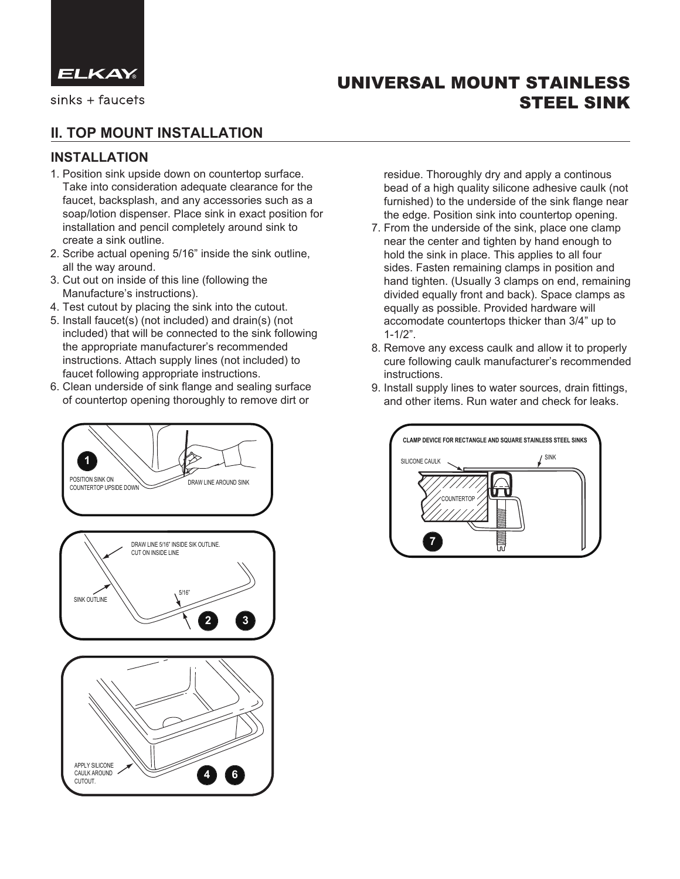# UNIVERSAL MOUNT STAINLESS STEEL SINK

## II. TOP MOUNT INSTALLATION

### INSTALLATION

1. Position sink upside down on countertop surface. Take into consideration adequate clearance for the faucet, backsplash, and any accessories such as a soap/lotion dispenser. Place sink in exact position for installation and pencil completely around sink to create a sink outline.
2. Scribe actual opening 5/16" inside the sink outline, all the way around.
3. Cut out on inside of this line (following the Manufacture's instructions).
4. Test cutout by placing the sink into the cutout.
5. Install faucet(s) (not included) and drain(s) (not included) that will be connected to the sink following the appropriate manufacturer's recommended instructions. Attach supply lines (not included) to faucet following appropriate instructions.
6. Clean underside of sink flange and sealing surface of countertop opening thoroughly to remove dirt or residue. Thoroughly dry and apply a continous bead of a high quality silicone adhesive caulk (not furnished) to the underside of the sink flange near the edge. Position sink into countertop opening.
7. From the underside of the sink, place one clamp near the center and tighten by hand enough to hold the sink in place. This applies to all four sides. Fasten remaining clamps in position and hand tighten. (Usually 3 clamps on end, remaining divided equally front and back). Space clamps as equally as possible. Provided hardware will accomodate countertops thicker than 3/4" up to 1-1/2".
8. Remove any excess caulk and allow it to properly cure following caulk manufacturer's recommended instructions.
9. Install supply lines to water sources, drain fittings, and other items. Run water and check for leaks.

1 — POSITION SINK ON COUNTERTOP UPSIDE DOWN — DRAW LINE AROUND SINK

2 3 — DRAW LINE 5/16" INSIDE SIK OUTLINE. CUT ON INSIDE LINE — SINK OUTLINE — 5/16"

4 6 — APPLY SILICONE CAULK AROUND CUTOUT.

7 — CLAMP DEVICE FOR RECTANGLE AND SQUARE STAINLESS STEEL SINKS — SILICONE CAULK — SINK — COUNTERTOP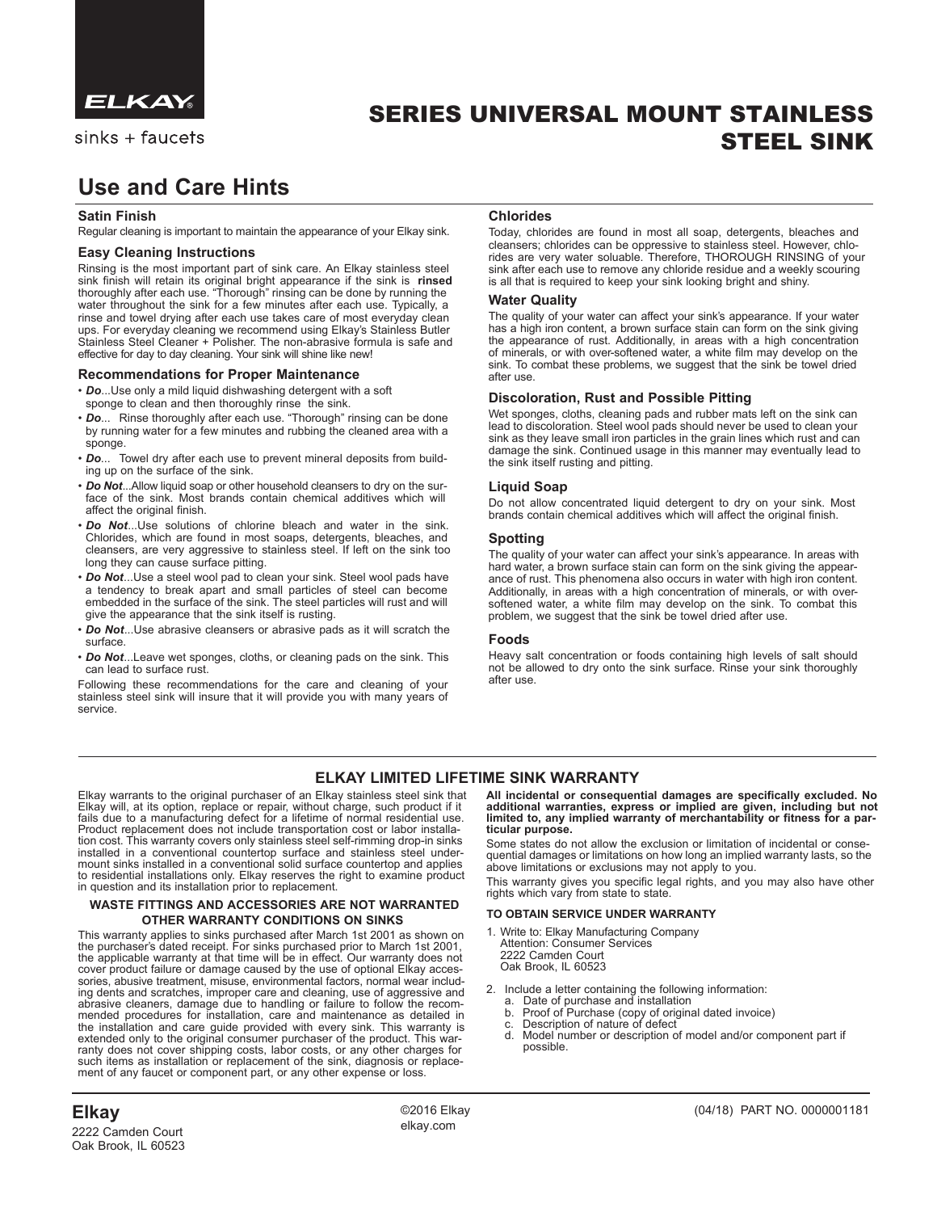ELKAY
sinks + faucets

# SERIES UNIVERSAL MOUNT STAINLESS STEEL SINK

## Use and Care Hints

### Satin Finish

Regular cleaning is important to maintain the appearance of your Elkay sink.

### Easy Cleaning Instructions

Rinsing is the most important part of sink care. An Elkay stainless steel sink finish will retain its original bright appearance if the sink is **rinsed** thoroughly after each use. "Thorough" rinsing can be done by running the water throughout the sink for a few minutes after each use. Typically, a rinse and towel drying after each use takes care of most everyday clean ups. For everyday cleaning we recommend using Elkay's Stainless Butler Stainless Steel Cleaner + Polisher. The non-abrasive formula is safe and effective for day to day cleaning. Your sink will shine like new!

### Recommendations for Proper Maintenance

- ***Do***...Use only a mild liquid dishwashing detergent with a soft sponge to clean and then thoroughly rinse the sink.
- ***Do***... Rinse thoroughly after each use. "Thorough" rinsing can be done by running water for a few minutes and rubbing the cleaned area with a sponge.
- ***Do***... Towel dry after each use to prevent mineral deposits from building up on the surface of the sink.
- ***Do Not***...Allow liquid soap or other household cleansers to dry on the surface of the sink. Most brands contain chemical additives which will affect the original finish.
- ***Do Not***...Use solutions of chlorine bleach and water in the sink. Chlorides, which are found in most soaps, detergents, bleaches, and cleansers, are very aggressive to stainless steel. If left on the sink too long they can cause surface pitting.
- ***Do Not***...Use a steel wool pad to clean your sink. Steel wool pads have a tendency to break apart and small particles of steel can become embedded in the surface of the sink. The steel particles will rust and will give the appearance that the sink itself is rusting.
- ***Do Not***...Use abrasive cleansers or abrasive pads as it will scratch the surface.
- ***Do Not***...Leave wet sponges, cloths, or cleaning pads on the sink. This can lead to surface rust.

Following these recommendations for the care and cleaning of your stainless steel sink will insure that it will provide you with many years of service.

### Chlorides

Today, chlorides are found in most all soap, detergents, bleaches and cleansers; chlorides can be oppressive to stainless steel. However, chlorides are very water soluable. Therefore, THOROUGH RINSING of your sink after each use to remove any chloride residue and a weekly scouring is all that is required to keep your sink looking bright and shiny.

### Water Quality

The quality of your water can affect your sink's appearance. If your water has a high iron content, a brown surface stain can form on the sink giving the appearance of rust. Additionally, in areas with a high concentration of minerals, or with over-softened water, a white film may develop on the sink. To combat these problems, we suggest that the sink be towel dried after use.

### Discoloration, Rust and Possible Pitting

Wet sponges, cloths, cleaning pads and rubber mats left on the sink can lead to discoloration. Steel wool pads should never be used to clean your sink as they leave small iron particles in the grain lines which rust and can damage the sink. Continued usage in this manner may eventually lead to the sink itself rusting and pitting.

### Liquid Soap

Do not allow concentrated liquid detergent to dry on your sink. Most brands contain chemical additives which will affect the original finish.

### Spotting

The quality of your water can affect your sink's appearance. In areas with hard water, a brown surface stain can form on the sink giving the appearance of rust. This phenomena also occurs in water with high iron content. Additionally, in areas with a high concentration of minerals, or with over-softened water, a white film may develop on the sink. To combat this problem, we suggest that the sink be towel dried after use.

### Foods

Heavy salt concentration or foods containing high levels of salt should not be allowed to dry onto the sink surface. Rinse your sink thoroughly after use.

## ELKAY LIMITED LIFETIME SINK WARRANTY

Elkay warrants to the original purchaser of an Elkay stainless steel sink that Elkay will, at its option, replace or repair, without charge, such product if it fails due to a manufacturing defect for a lifetime of normal residential use. Product replacement does not include transportation cost or labor installation cost. This warranty covers only stainless steel self-rimming drop-in sinks installed in a conventional countertop surface and stainless steel undermount sinks installed in a conventional solid surface countertop and applies to residential installations only. Elkay reserves the right to examine product in question and its installation prior to replacement.

**WASTE FITTINGS AND ACCESSORIES ARE NOT WARRANTED**
**OTHER WARRANTY CONDITIONS ON SINKS**

This warranty applies to sinks purchased after March 1st 2001 as shown on the purchaser's dated receipt. For sinks purchased prior to March 1st 2001, the applicable warranty at that time will be in effect. Our warranty does not cover product failure or damage caused by the use of optional Elkay accessories, abusive treatment, misuse, environmental factors, normal wear including dents and scratches, improper care and cleaning, use of aggressive and abrasive cleaners, damage due to handling or failure to follow the recommended procedures for installation, care and maintenance as detailed in the installation and care guide provided with every sink. This warranty is extended only to the original consumer purchaser of the product. This warranty does not cover shipping costs, labor costs, or any other charges for such items as installation or replacement of the sink, diagnosis or replacement of any faucet or component part, or any other expense or loss.

**All incidental or consequential damages are specifically excluded. No additional warranties, express or implied are given, including but not limited to, any implied warranty of merchantability or fitness for a particular purpose.**

Some states do not allow the exclusion or limitation of incidental or consequential damages or limitations on how long an implied warranty lasts, so the above limitations or exclusions may not apply to you.

This warranty gives you specific legal rights, and you may also have other rights which vary from state to state.

**TO OBTAIN SERVICE UNDER WARRANTY**

1. Write to: Elkay Manufacturing Company
   Attention: Consumer Services
   2222 Camden Court
   Oak Brook, IL 60523
2. Include a letter containing the following information:
   a. Date of purchase and installation
   b. Proof of Purchase (copy of original dated invoice)
   c. Description of nature of defect
   d. Model number or description of model and/or component part if possible.

**Elkay**
2222 Camden Court
Oak Brook, IL 60523

©2016 Elkay
elkay.com

(04/18) PART NO. 0000001181